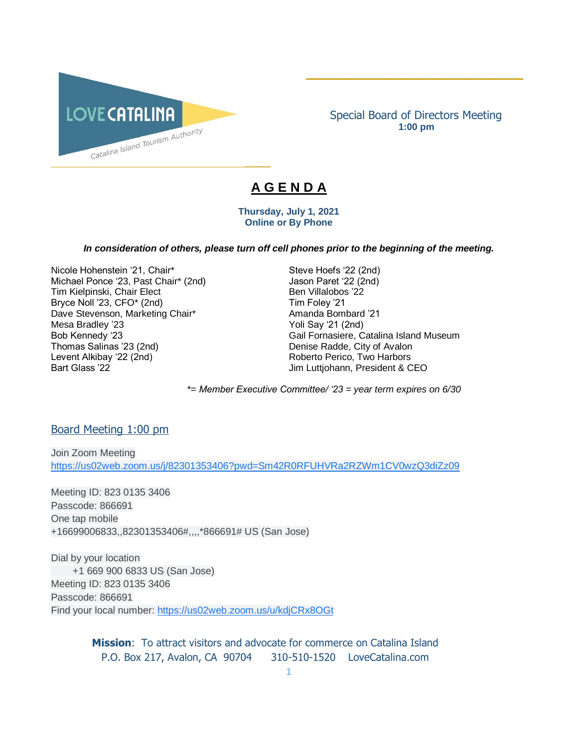LOVE CATALINA
Catalina Island Tourism Authority

Special Board of Directors Meeting
**1:00 pm**

# A G E N D A

**Thursday, July 1, 2021**
**Online or By Phone**

***In consideration of others, please turn off cell phones prior to the beginning of the meeting.***

Nicole Hohenstein '21, Chair*
Michael Ponce '23, Past Chair* (2nd)
Tim Kielpinski, Chair Elect
Bryce Noll '23, CFO* (2nd)
Dave Stevenson, Marketing Chair*
Mesa Bradley '23
Bob Kennedy '23
Thomas Salinas '23 (2nd)
Levent Alkibay '22 (2nd)
Bart Glass '22
Steve Hoefs '22 (2nd)
Jason Paret '22 (2nd)
Ben Villalobos '22
Tim Foley '21
Amanda Bombard '21
Yoli Say '21 (2nd)
Gail Fornasiere, Catalina Island Museum
Denise Radde, City of Avalon
Roberto Perico, Two Harbors
Jim Luttjohann, President & CEO

*\*= Member Executive Committee/ '23 = year term expires on 6/30*

## Board Meeting 1:00 pm

Join Zoom Meeting
https://us02web.zoom.us/j/82301353406?pwd=Sm42R0RFUHVRa2RZWm1CV0wzQ3diZz09

Meeting ID: 823 0135 3406
Passcode: 866691
One tap mobile
+16699006833,,82301353406#,,,,*866691# US (San Jose)

Dial by your location
+1 669 900 6833 US (San Jose)
Meeting ID: 823 0135 3406
Passcode: 866691
Find your local number: https://us02web.zoom.us/u/kdjCRx8OGt

**Mission**: To attract visitors and advocate for commerce on Catalina Island
P.O. Box 217, Avalon, CA 90704 310-510-1520 LoveCatalina.com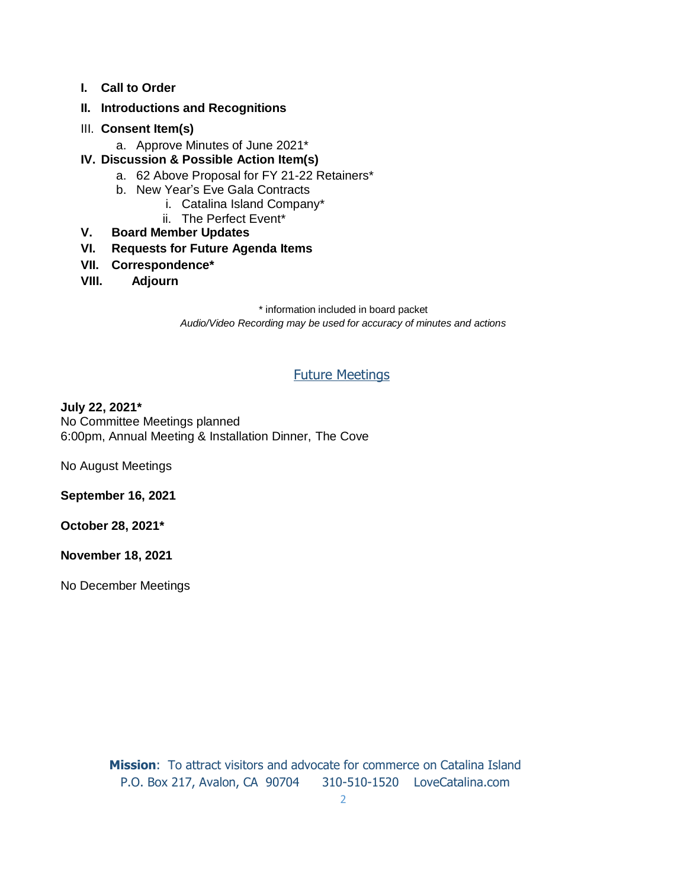I. **Call to Order**

II. **Introductions and Recognitions**

III. **Consent Item(s)**

   a. Approve Minutes of June 2021*

IV. **Discussion & Possible Action Item(s)**

   a. 62 Above Proposal for FY 21-22 Retainers*

   b. New Year's Eve Gala Contracts

      i. Catalina Island Company*

      ii. The Perfect Event*

V. **Board Member Updates**

VI. **Requests for Future Agenda Items**

VII. **Correspondence***

VIII. **Adjourn**

\* information included in board packet

*Audio/Video Recording may be used for accuracy of minutes and actions*

## Future Meetings

**July 22, 2021***

No Committee Meetings planned

6:00pm, Annual Meeting & Installation Dinner, The Cove

No August Meetings

**September 16, 2021**

**October 28, 2021***

**November 18, 2021**

No December Meetings

**Mission**: To attract visitors and advocate for commerce on Catalina Island

P.O. Box 217, Avalon, CA 90704 310-510-1520 LoveCatalina.com